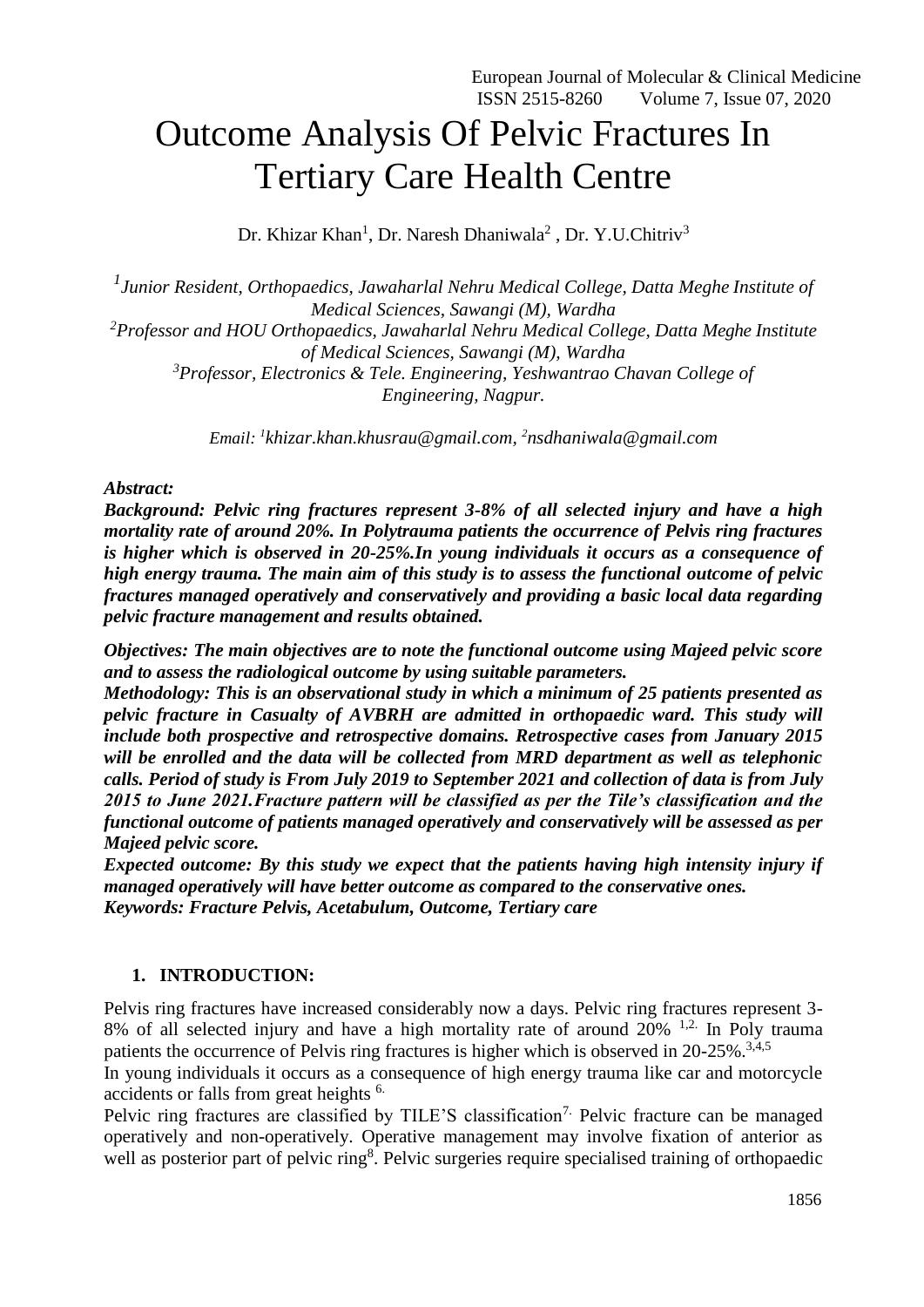# Outcome Analysis Of Pelvic Fractures In Tertiary Care Health Centre

Dr. Khizar Khan[1], Dr. Naresh Dhaniwala[2] , Dr. Y.U.Chitriv[3]

[1]*Junior Resident, Orthopaedics, Jawaharlal Nehru Medical College, Datta Meghe Institute of Medical Sciences, Sawangi (M), Wardha*

[2]*Professor and HOU Orthopaedics, Jawaharlal Nehru Medical College, Datta Meghe Institute of Medical Sciences, Sawangi (M), Wardha*

[3]*Professor, Electronics & Tele. Engineering, Yeshwantrao Chavan College of Engineering, Nagpur.*

*Email: [1]khizar.khan.khusrau@gmail.com, [2]nsdhaniwala@gmail.com*

***Abstract:***

***Background: Pelvic ring fractures represent 3-8% of all selected injury and have a high mortality rate of around 20%. In Polytrauma patients the occurrence of Pelvis ring fractures is higher which is observed in 20-25%.In young individuals it occurs as a consequence of high energy trauma. The main aim of this study is to assess the functional outcome of pelvic fractures managed operatively and conservatively and providing a basic local data regarding pelvic fracture management and results obtained.***

***Objectives: The main objectives are to note the functional outcome using Majeed pelvic score and to assess the radiological outcome by using suitable parameters.***

***Methodology: This is an observational study in which a minimum of 25 patients presented as pelvic fracture in Casualty of AVBRH are admitted in orthopaedic ward. This study will include both prospective and retrospective domains. Retrospective cases from January 2015 will be enrolled and the data will be collected from MRD department as well as telephonic calls. Period of study is From July 2019 to September 2021 and collection of data is from July 2015 to June 2021.Fracture pattern will be classified as per the Tile's classification and the functional outcome of patients managed operatively and conservatively will be assessed as per Majeed pelvic score.***

***Expected outcome: By this study we expect that the patients having high intensity injury if managed operatively will have better outcome as compared to the conservative ones.***

***Keywords: Fracture Pelvis, Acetabulum, Outcome, Tertiary care***

## 1. INTRODUCTION:

Pelvis ring fractures have increased considerably now a days. Pelvic ring fractures represent 3-8% of all selected injury and have a high mortality rate of around 20% [1,2]. In Poly trauma patients the occurrence of Pelvis ring fractures is higher which is observed in 20-25%.[3,4,5]

In young individuals it occurs as a consequence of high energy trauma like car and motorcycle accidents or falls from great heights [6].

Pelvic ring fractures are classified by TILE'S classification[7]. Pelvic fracture can be managed operatively and non-operatively. Operative management may involve fixation of anterior as well as posterior part of pelvic ring[8]. Pelvic surgeries require specialised training of orthopaedic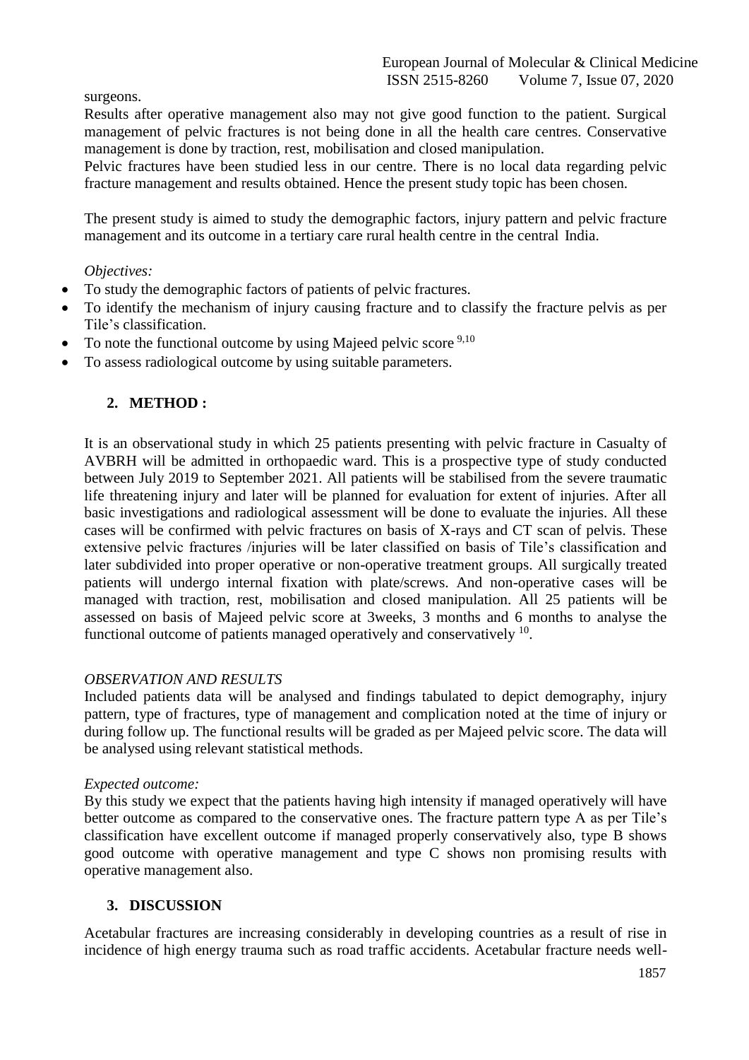surgeons.

Results after operative management also may not give good function to the patient. Surgical management of pelvic fractures is not being done in all the health care centres. Conservative management is done by traction, rest, mobilisation and closed manipulation.

Pelvic fractures have been studied less in our centre. There is no local data regarding pelvic fracture management and results obtained. Hence the present study topic has been chosen.

The present study is aimed to study the demographic factors, injury pattern and pelvic fracture management and its outcome in a tertiary care rural health centre in the central India.

*Objectives:*

- To study the demographic factors of patients of pelvic fractures.
- To identify the mechanism of injury causing fracture and to classify the fracture pelvis as per Tile's classification.
- To note the functional outcome by using Majeed pelvic score [9,10]
- To assess radiological outcome by using suitable parameters.

## 2. METHOD :

It is an observational study in which 25 patients presenting with pelvic fracture in Casualty of AVBRH will be admitted in orthopaedic ward. This is a prospective type of study conducted between July 2019 to September 2021. All patients will be stabilised from the severe traumatic life threatening injury and later will be planned for evaluation for extent of injuries. After all basic investigations and radiological assessment will be done to evaluate the injuries. All these cases will be confirmed with pelvic fractures on basis of X-rays and CT scan of pelvis. These extensive pelvic fractures /injuries will be later classified on basis of Tile's classification and later subdivided into proper operative or non-operative treatment groups. All surgically treated patients will undergo internal fixation with plate/screws. And non-operative cases will be managed with traction, rest, mobilisation and closed manipulation. All 25 patients will be assessed on basis of Majeed pelvic score at 3weeks, 3 months and 6 months to analyse the functional outcome of patients managed operatively and conservatively [10].

*OBSERVATION AND RESULTS*

Included patients data will be analysed and findings tabulated to depict demography, injury pattern, type of fractures, type of management and complication noted at the time of injury or during follow up. The functional results will be graded as per Majeed pelvic score. The data will be analysed using relevant statistical methods.

*Expected outcome:*

By this study we expect that the patients having high intensity if managed operatively will have better outcome as compared to the conservative ones. The fracture pattern type A as per Tile's classification have excellent outcome if managed properly conservatively also, type B shows good outcome with operative management and type C shows non promising results with operative management also.

## 3. DISCUSSION

Acetabular fractures are increasing considerably in developing countries as a result of rise in incidence of high energy trauma such as road traffic accidents. Acetabular fracture needs well-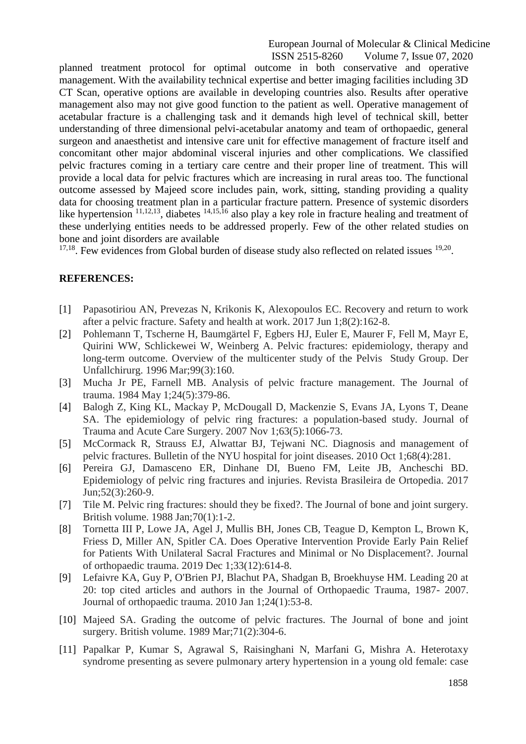planned treatment protocol for optimal outcome in both conservative and operative management. With the availability technical expertise and better imaging facilities including 3D CT Scan, operative options are available in developing countries also. Results after operative management also may not give good function to the patient as well. Operative management of acetabular fracture is a challenging task and it demands high level of technical skill, better understanding of three dimensional pelvi-acetabular anatomy and team of orthopaedic, general surgeon and anaesthetist and intensive care unit for effective management of fracture itself and concomitant other major abdominal visceral injuries and other complications. We classified pelvic fractures coming in a tertiary care centre and their proper line of treatment. This will provide a local data for pelvic fractures which are increasing in rural areas too. The functional outcome assessed by Majeed score includes pain, work, sitting, standing providing a quality data for choosing treatment plan in a particular fracture pattern. Presence of systemic disorders like hypertension [11,12,13], diabetes [14,15,16] also play a key role in fracture healing and treatment of these underlying entities needs to be addressed properly. Few of the other related studies on bone and joint disorders are available [17,18]. Few evidences from Global burden of disease study also reflected on related issues [19,20].

## REFERENCES:

[1] Papasotiriou AN, Prevezas N, Krikonis K, Alexopoulos EC. Recovery and return to work after a pelvic fracture. Safety and health at work. 2017 Jun 1;8(2):162-8.

[2] Pohlemann T, Tscherne H, Baumgärtel F, Egbers HJ, Euler E, Maurer F, Fell M, Mayr E, Quirini WW, Schlickewei W, Weinberg A. Pelvic fractures: epidemiology, therapy and long-term outcome. Overview of the multicenter study of the Pelvis Study Group. Der Unfallchirurg. 1996 Mar;99(3):160.

[3] Mucha Jr PE, Farnell MB. Analysis of pelvic fracture management. The Journal of trauma. 1984 May 1;24(5):379-86.

[4] Balogh Z, King KL, Mackay P, McDougall D, Mackenzie S, Evans JA, Lyons T, Deane SA. The epidemiology of pelvic ring fractures: a population-based study. Journal of Trauma and Acute Care Surgery. 2007 Nov 1;63(5):1066-73.

[5] McCormack R, Strauss EJ, Alwattar BJ, Tejwani NC. Diagnosis and management of pelvic fractures. Bulletin of the NYU hospital for joint diseases. 2010 Oct 1;68(4):281.

[6] Pereira GJ, Damasceno ER, Dinhane DI, Bueno FM, Leite JB, Ancheschi BD. Epidemiology of pelvic ring fractures and injuries. Revista Brasileira de Ortopedia. 2017 Jun;52(3):260-9.

[7] Tile M. Pelvic ring fractures: should they be fixed?. The Journal of bone and joint surgery. British volume. 1988 Jan;70(1):1-2.

[8] Tornetta III P, Lowe JA, Agel J, Mullis BH, Jones CB, Teague D, Kempton L, Brown K, Friess D, Miller AN, Spitler CA. Does Operative Intervention Provide Early Pain Relief for Patients With Unilateral Sacral Fractures and Minimal or No Displacement?. Journal of orthopaedic trauma. 2019 Dec 1;33(12):614-8.

[9] Lefaivre KA, Guy P, O'Brien PJ, Blachut PA, Shadgan B, Broekhuyse HM. Leading 20 at 20: top cited articles and authors in the Journal of Orthopaedic Trauma, 1987- 2007. Journal of orthopaedic trauma. 2010 Jan 1;24(1):53-8.

[10] Majeed SA. Grading the outcome of pelvic fractures. The Journal of bone and joint surgery. British volume. 1989 Mar;71(2):304-6.

[11] Papalkar P, Kumar S, Agrawal S, Raisinghani N, Marfani G, Mishra A. Heterotaxy syndrome presenting as severe pulmonary artery hypertension in a young old female: case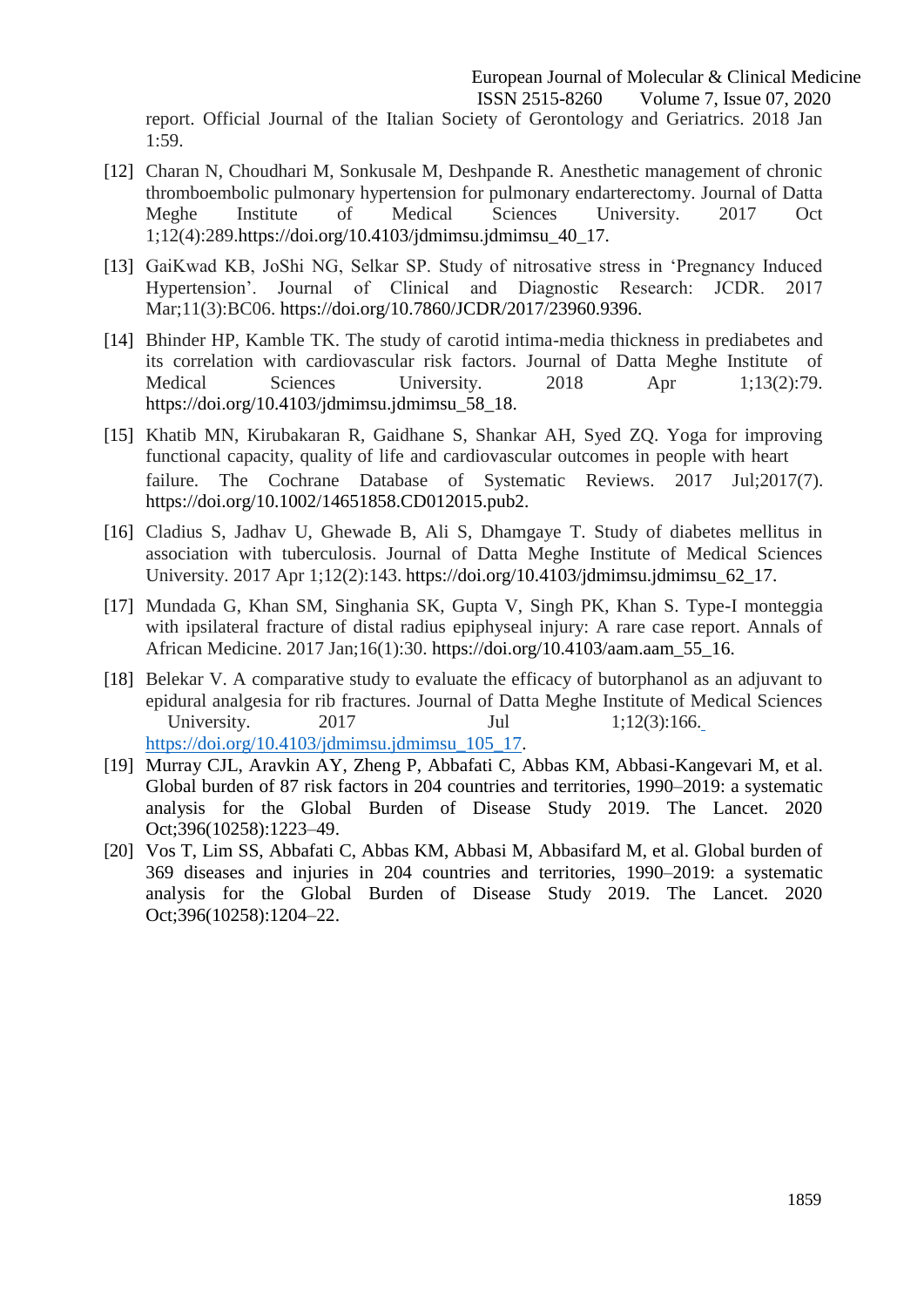report. Official Journal of the Italian Society of Gerontology and Geriatrics. 2018 Jan 1:59.

[12] Charan N, Choudhari M, Sonkusale M, Deshpande R. Anesthetic management of chronic thromboembolic pulmonary hypertension for pulmonary endarterectomy. Journal of Datta Meghe Institute of Medical Sciences University. 2017 Oct 1;12(4):289.https://doi.org/10.4103/jdmimsu.jdmimsu_40_17.

[13] GaiKwad KB, JoShi NG, Selkar SP. Study of nitrosative stress in 'Pregnancy Induced Hypertension'. Journal of Clinical and Diagnostic Research: JCDR. 2017 Mar;11(3):BC06. https://doi.org/10.7860/JCDR/2017/23960.9396.

[14] Bhinder HP, Kamble TK. The study of carotid intima-media thickness in prediabetes and its correlation with cardiovascular risk factors. Journal of Datta Meghe Institute of Medical Sciences University. 2018 Apr 1;13(2):79. https://doi.org/10.4103/jdmimsu.jdmimsu_58_18.

[15] Khatib MN, Kirubakaran R, Gaidhane S, Shankar AH, Syed ZQ. Yoga for improving functional capacity, quality of life and cardiovascular outcomes in people with heart failure. The Cochrane Database of Systematic Reviews. 2017 Jul;2017(7). https://doi.org/10.1002/14651858.CD012015.pub2.

[16] Cladius S, Jadhav U, Ghewade B, Ali S, Dhamgaye T. Study of diabetes mellitus in association with tuberculosis. Journal of Datta Meghe Institute of Medical Sciences University. 2017 Apr 1;12(2):143. https://doi.org/10.4103/jdmimsu.jdmimsu_62_17.

[17] Mundada G, Khan SM, Singhania SK, Gupta V, Singh PK, Khan S. Type-I monteggia with ipsilateral fracture of distal radius epiphyseal injury: A rare case report. Annals of African Medicine. 2017 Jan;16(1):30. https://doi.org/10.4103/aam.aam_55_16.

[18] Belekar V. A comparative study to evaluate the efficacy of butorphanol as an adjuvant to epidural analgesia for rib fractures. Journal of Datta Meghe Institute of Medical Sciences University. 2017 Jul 1;12(3):166. https://doi.org/10.4103/jdmimsu.jdmimsu_105_17.

[19] Murray CJL, Aravkin AY, Zheng P, Abbafati C, Abbas KM, Abbasi-Kangevari M, et al. Global burden of 87 risk factors in 204 countries and territories, 1990–2019: a systematic analysis for the Global Burden of Disease Study 2019. The Lancet. 2020 Oct;396(10258):1223–49.

[20] Vos T, Lim SS, Abbafati C, Abbas KM, Abbasi M, Abbasifard M, et al. Global burden of 369 diseases and injuries in 204 countries and territories, 1990–2019: a systematic analysis for the Global Burden of Disease Study 2019. The Lancet. 2020 Oct;396(10258):1204–22.